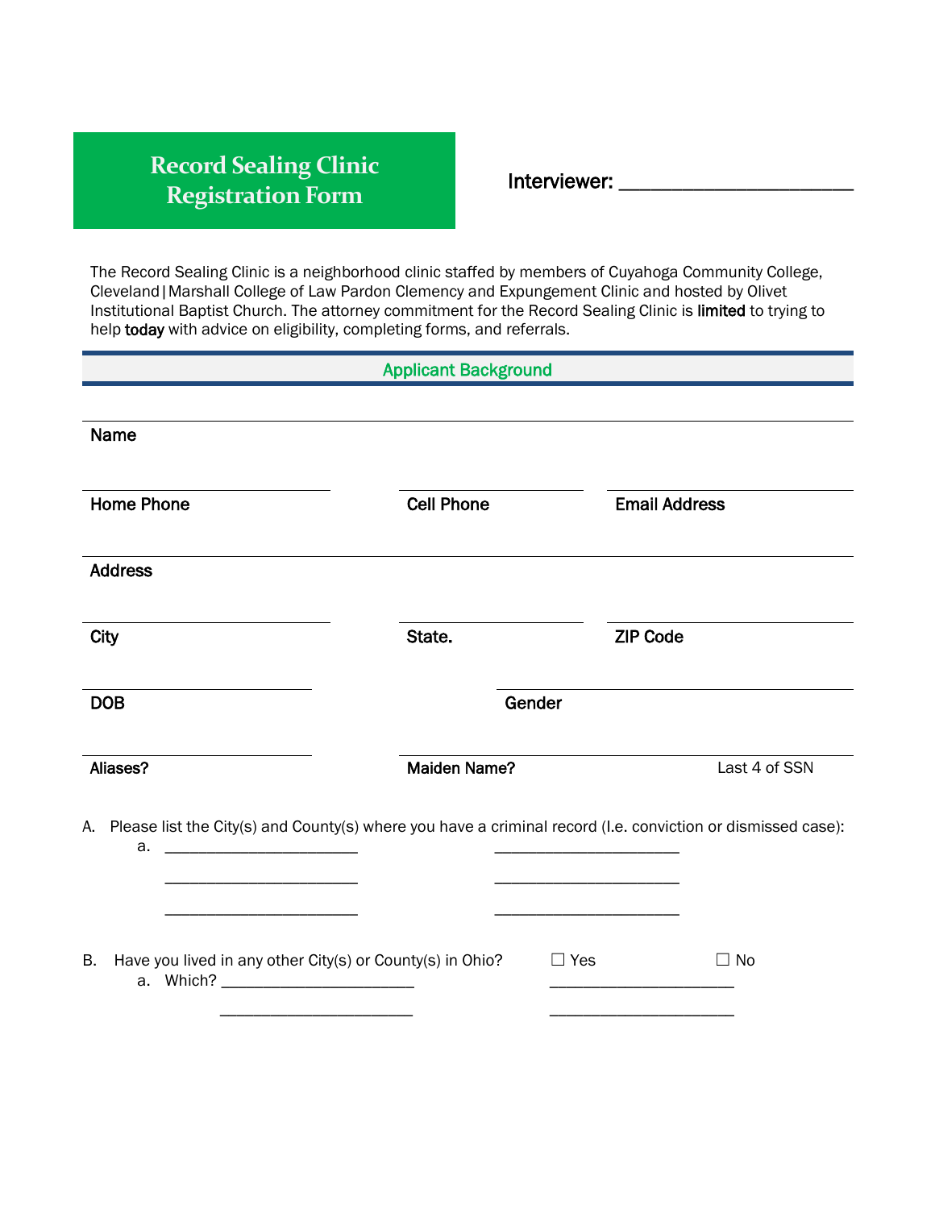# Record Sealing Clinic Registration Form

Interviewer: ______________________

The Record Sealing Clinic is a neighborhood clinic staffed by members of Cuyahoga Community College, Cleveland|Marshall College of Law Pardon Clemency and Expungement Clinic and hosted by Olivet Institutional Baptist Church. The attorney commitment for the Record Sealing Clinic is **limited** to trying to help **today** with advice on eligibility, completing forms, and referrals.

## Applicant Background

**Name**

**Home Phone** | **Cell Phone** | **Email Address**

**Address**

**City** | **State.** | **ZIP Code**

**DOB** | **Gender**

**Aliases?** | **Maiden Name?** | Last 4 of SSN

A. Please list the City(s) and County(s) where you have a criminal record (I.e. conviction or dismissed case):
   a. ________________________ ________________________
      ________________________ ________________________
      ________________________ ________________________

B. Have you lived in any other City(s) or County(s) in Ohio? ☐ Yes ☐ No
   a. Which? ________________________ ________________________
      ________________________ ________________________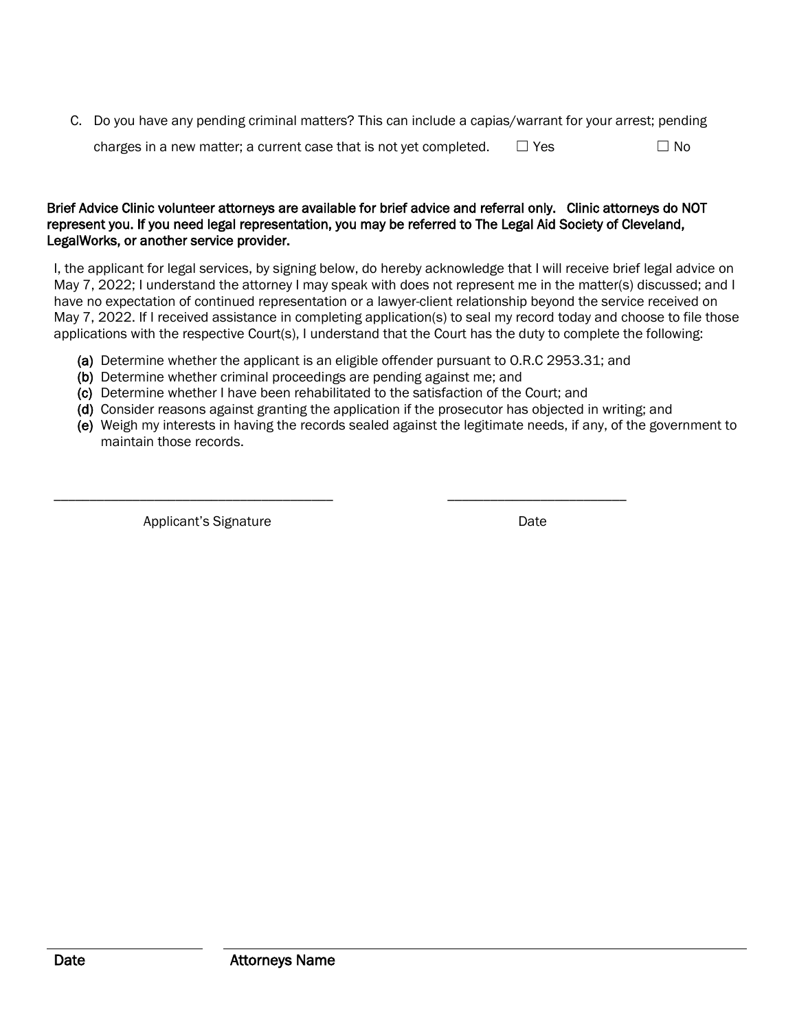C. Do you have any pending criminal matters? This can include a capias/warrant for your arrest; pending charges in a new matter; a current case that is not yet completed. ☐ Yes ☐ No

**Brief Advice Clinic volunteer attorneys are available for brief advice and referral only. Clinic attorneys do NOT represent you. If you need legal representation, you may be referred to The Legal Aid Society of Cleveland, LegalWorks, or another service provider.**

I, the applicant for legal services, by signing below, do hereby acknowledge that I will receive brief legal advice on May 7, 2022; I understand the attorney I may speak with does not represent me in the matter(s) discussed; and I have no expectation of continued representation or a lawyer-client relationship beyond the service received on May 7, 2022. If I received assistance in completing application(s) to seal my record today and choose to file those applications with the respective Court(s), I understand that the Court has the duty to complete the following:

**(a)** Determine whether the applicant is an eligible offender pursuant to O.R.C 2953.31; and
**(b)** Determine whether criminal proceedings are pending against me; and
**(c)** Determine whether I have been rehabilitated to the satisfaction of the Court; and
**(d)** Consider reasons against granting the application if the prosecutor has objected in writing; and
**(e)** Weigh my interests in having the records sealed against the legitimate needs, if any, of the government to maintain those records.

_______________________________________ _________________________

Applicant's Signature Date

**Date** **Attorneys Name**